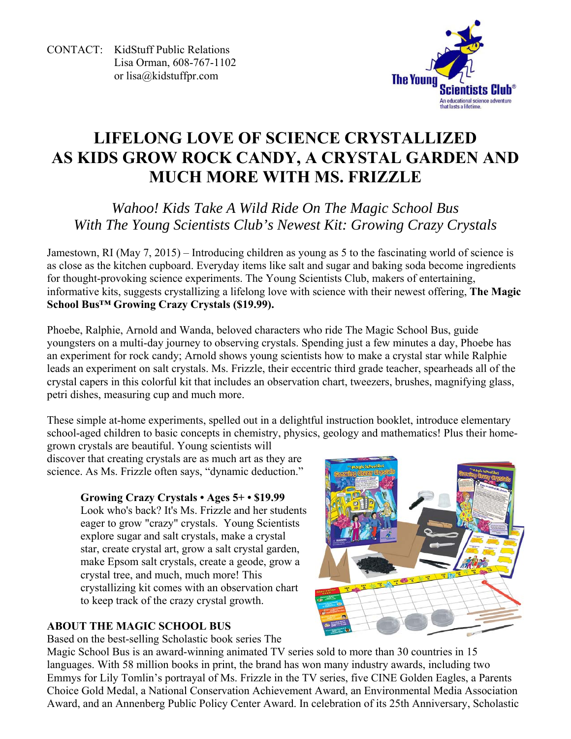CONTACT: KidStuff Public Relations
Lisa Orman, 608-767-1102
or lisa@kidstuffpr.com

# LIFELONG LOVE OF SCIENCE CRYSTALLIZED AS KIDS GROW ROCK CANDY, A CRYSTAL GARDEN AND MUCH MORE WITH MS. FRIZZLE

*Wahoo! Kids Take A Wild Ride On The Magic School Bus With The Young Scientists Club's Newest Kit: Growing Crazy Crystals*

Jamestown, RI (May 7, 2015) – Introducing children as young as 5 to the fascinating world of science is as close as the kitchen cupboard. Everyday items like salt and sugar and baking soda become ingredients for thought-provoking science experiments. The Young Scientists Club, makers of entertaining, informative kits, suggests crystallizing a lifelong love with science with their newest offering, **The Magic School Bus™ Growing Crazy Crystals ($19.99).**

Phoebe, Ralphie, Arnold and Wanda, beloved characters who ride The Magic School Bus, guide youngsters on a multi-day journey to observing crystals. Spending just a few minutes a day, Phoebe has an experiment for rock candy; Arnold shows young scientists how to make a crystal star while Ralphie leads an experiment on salt crystals. Ms. Frizzle, their eccentric third grade teacher, spearheads all of the crystal capers in this colorful kit that includes an observation chart, tweezers, brushes, magnifying glass, petri dishes, measuring cup and much more.

These simple at-home experiments, spelled out in a delightful instruction booklet, introduce elementary school-aged children to basic concepts in chemistry, physics, geology and mathematics! Plus their home-grown crystals are beautiful. Young scientists will discover that creating crystals are as much art as they are science. As Ms. Frizzle often says, "dynamic deduction."

**Growing Crazy Crystals • Ages 5+ • $19.99**
Look who's back? It's Ms. Frizzle and her students eager to grow "crazy" crystals. Young Scientists explore sugar and salt crystals, make a crystal star, create crystal art, grow a salt crystal garden, make Epsom salt crystals, create a geode, grow a crystal tree, and much, much more! This crystallizing kit comes with an observation chart to keep track of the crazy crystal growth.

## ABOUT THE MAGIC SCHOOL BUS

Based on the best-selling Scholastic book series The Magic School Bus is an award-winning animated TV series sold to more than 30 countries in 15 languages. With 58 million books in print, the brand has won many industry awards, including two Emmys for Lily Tomlin's portrayal of Ms. Frizzle in the TV series, five CINE Golden Eagles, a Parents Choice Gold Medal, a National Conservation Achievement Award, an Environmental Media Association Award, and an Annenberg Public Policy Center Award. In celebration of its 25th Anniversary, Scholastic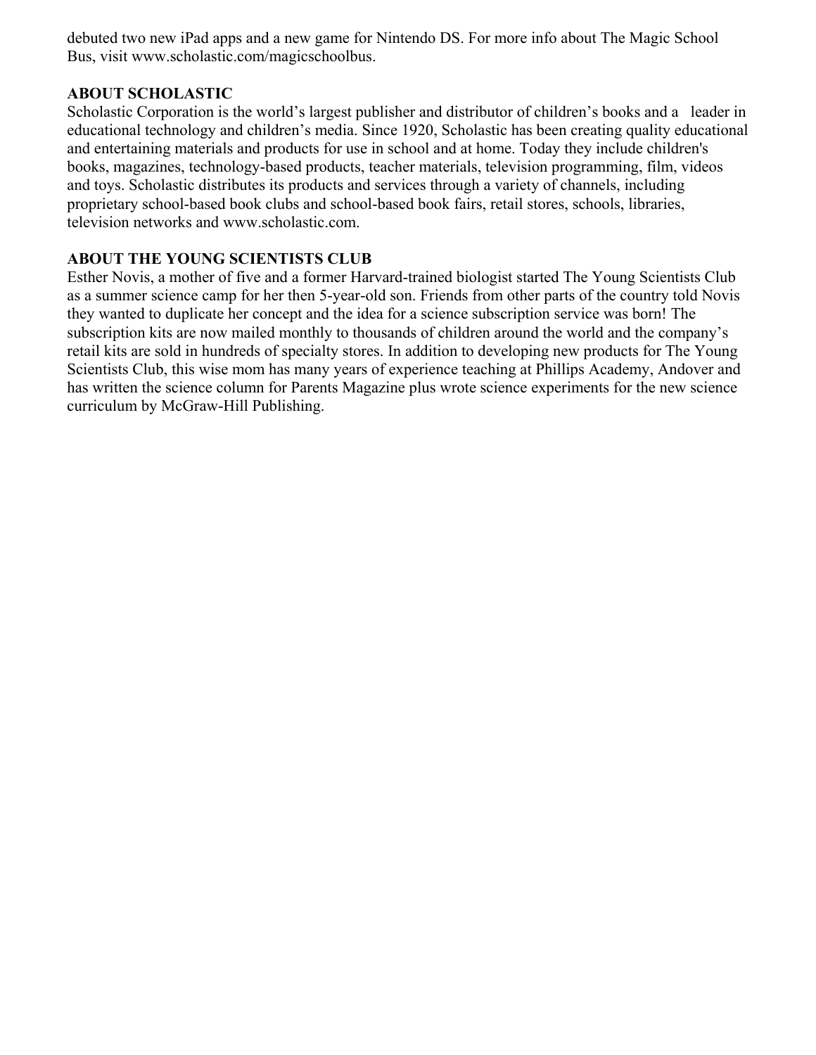debuted two new iPad apps and a new game for Nintendo DS. For more info about The Magic School Bus, visit www.scholastic.com/magicschoolbus.

**ABOUT SCHOLASTIC**

Scholastic Corporation is the world's largest publisher and distributor of children's books and a leader in educational technology and children's media. Since 1920, Scholastic has been creating quality educational and entertaining materials and products for use in school and at home. Today they include children's books, magazines, technology-based products, teacher materials, television programming, film, videos and toys. Scholastic distributes its products and services through a variety of channels, including proprietary school-based book clubs and school-based book fairs, retail stores, schools, libraries, television networks and www.scholastic.com.

**ABOUT THE YOUNG SCIENTISTS CLUB**

Esther Novis, a mother of five and a former Harvard-trained biologist started The Young Scientists Club as a summer science camp for her then 5-year-old son. Friends from other parts of the country told Novis they wanted to duplicate her concept and the idea for a science subscription service was born! The subscription kits are now mailed monthly to thousands of children around the world and the company's retail kits are sold in hundreds of specialty stores. In addition to developing new products for The Young Scientists Club, this wise mom has many years of experience teaching at Phillips Academy, Andover and has written the science column for Parents Magazine plus wrote science experiments for the new science curriculum by McGraw-Hill Publishing.